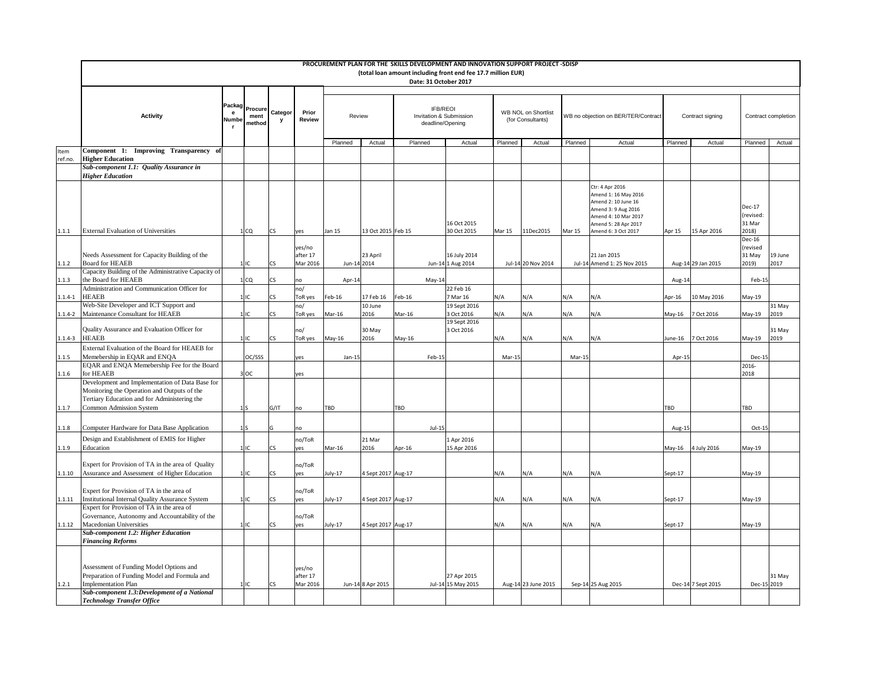**PROCUREMENT PLAN FOR THE SKILLS DEVELOPMENT AND INNOVATION SUPPORT PROJECT -SDISP**
**(total loan amount including front end fee 17.7 million EUR)**
**Date: 31 October 2017**

| Item ref.no. | Activity | Package Number | Procurement method | Category | Prior Review | Review | | IFB/REOI Invitation & Submission deadline/Opening | | WB NOL on Shortlist (for Consultants) | | WB no objection on BER/TER/Contract | | Contract signing | | Contract completion | |
|---|---|---|---|---|---|---|---|---|---|---|---|---|---|---|---|---|---|
| | | | | | | Planned | Actual | Planned | Actual | Planned | Actual | Planned | Actual | Planned | Actual | Planned | Actual |
| | **Component 1: Improving Transparency of Higher Education** | | | | | | | | | | | | | | | | |
| | ***Sub-component 1.1: Quality Assurance in Higher Education*** | | | | | | | | | | | | | | | | |
| 1.1.1 | External Evaluation of Universities | 1 | CQ | CS | yes | Jan 15 | 13 Oct 2015 | Feb 15 | 16 Oct 2015 30 Oct 2015 | Mar 15 | 11Dec2015 | Mar 15 | Ctr: 4 Apr 2016 Amend 1: 16 May 2016 Amend 2: 10 June 16 Amend 3: 9 Aug 2016 Amend 4: 10 Mar 2017 Amend 5: 28 Apr 2017 Amend 6: 3 Oct 2017 | Apr 15 | 15 Apr 2016 | Dec-17 (revised: 31 Mar 2018) | |
| 1.1.2 | Needs Assessment for Capacity Building of the Board for HEAEB | 1 | IC | CS | yes/no after 17 Mar 2016 | Jun-14 | 23 April 2014 | Jun-14 | 16 July 2014 1 Aug 2014 | Jul-14 | 20 Nov 2014 | Jul-14 | 21 Jan 2015 Amend 1: 25 Nov 2015 | Aug-14 | 29 Jan 2015 | Dec-16 (revised 31 May 2019) | 19 June 2017 |
| 1.1.3 | Capacity Building of the Administrative Capacity of the Board for HEAEB | 1 | CQ | CS | no | Apr-14 | | May-14 | | | | | | Aug-14 | | Feb-15 | |
| 1.1.4-1 | Administration and Communication Officer for HEAEB | 1 | IC | CS | no/ ToR yes | Feb-16 | 17 Feb 16 | Feb-16 | 22 Feb 16 7 Mar 16 | N/A | N/A | N/A | N/A | Apr-16 | 10 May 2016 | May-19 | |
| 1.1.4-2 | Web-Site Developer and ICT Support and Maintenance Consultant for HEAEB | 1 | IC | CS | no/ ToR yes | Mar-16 | 10 June 2016 | Mar-16 | 19 Sept 2016 3 Oct 2016 | N/A | N/A | N/A | N/A | May-16 | 7 Oct 2016 | May-19 | 31 May 2019 |
| 1.1.4-3 | Quality Assurance and Evaluation Officer for HEAEB | 1 | IC | CS | no/ ToR yes | May-16 | 30 May 2016 | May-16 | 19 Sept 2016 3 Oct 2016 | N/A | N/A | N/A | N/A | June-16 | 7 Oct 2016 | May-19 | 31 May 2019 |
| 1.1.5 | External Evaluation of the Board for HEAEB for Memebership in EQAR and ENQA | | OC/SSS | | yes | Jan-15 | | Feb-15 | | Mar-15 | | Mar-15 | | Apr-15 | | Dec-15 | |
| 1.1.6 | EQAR and ENQA Memebership Fee for the Board for HEAEB | 3 | OC | | yes | | | | | | | | | | | 2016-2018 | |
| 1.1.7 | Development and Implementation of Data Base for Monitoring the Operation and Outputs of the Tertiary Education and for Administering the Common Admission System | 1 | S | G/IT | no | TBD | | TBD | | | | | | TBD | | TBD | |
| 1.1.8 | Computer Hardware for Data Base Application | 1 | S | G | no | | | Jul-15 | | | | | | Aug-15 | | Oct-15 | |
| 1.1.9 | Design and Establishment of EMIS for Higher Education | 1 | IC | CS | no/ToR yes | Mar-16 | 21 Mar 2016 | Apr-16 | 1 Apr 2016 15 Apr 2016 | | | | | May-16 | 4 July 2016 | May-19 | |
| 1.1.10 | Expert for Provision of TA in the area of Quality Assurance and Assessment of Higher Education | 1 | IC | CS | no/ToR yes | July-17 | 4 Sept 2017 | Aug-17 | | N/A | N/A | N/A | N/A | Sept-17 | | May-19 | |
| 1.1.11 | Expert for Provision of TA in the area of Institutional Internal Quality Assurance System | 1 | IC | CS | no/ToR yes | July-17 | 4 Sept 2017 | Aug-17 | | N/A | N/A | N/A | N/A | Sept-17 | | May-19 | |
| 1.1.12 | Expert for Provision of TA in the area of Governance, Autonomy and Accountability of the Macedonian Universities | 1 | IC | CS | no/ToR yes | July-17 | 4 Sept 2017 | Aug-17 | | N/A | N/A | N/A | N/A | Sept-17 | | May-19 | |
| | ***Sub-component 1.2: Higher Education Financing Reforms*** | | | | | | | | | | | | | | | | |
| 1.2.1 | Assessment of Funding Model Options and Preparation of Funding Model and Formula and Implementation Plan | 1 | IC | CS | yes/no after 17 Mar 2016 | Jun-14 | 8 Apr 2015 | Jul-14 | 27 Apr 2015 15 May 2015 | Aug-14 | 23 June 2015 | Sep-14 | 25 Aug 2015 | Dec-14 | 7 Sept 2015 | Dec-15 | 31 May 2019 |
| | ***Sub-component 1.3:Development of a National Technology Transfer Office*** | | | | | | | | | | | | | | | | |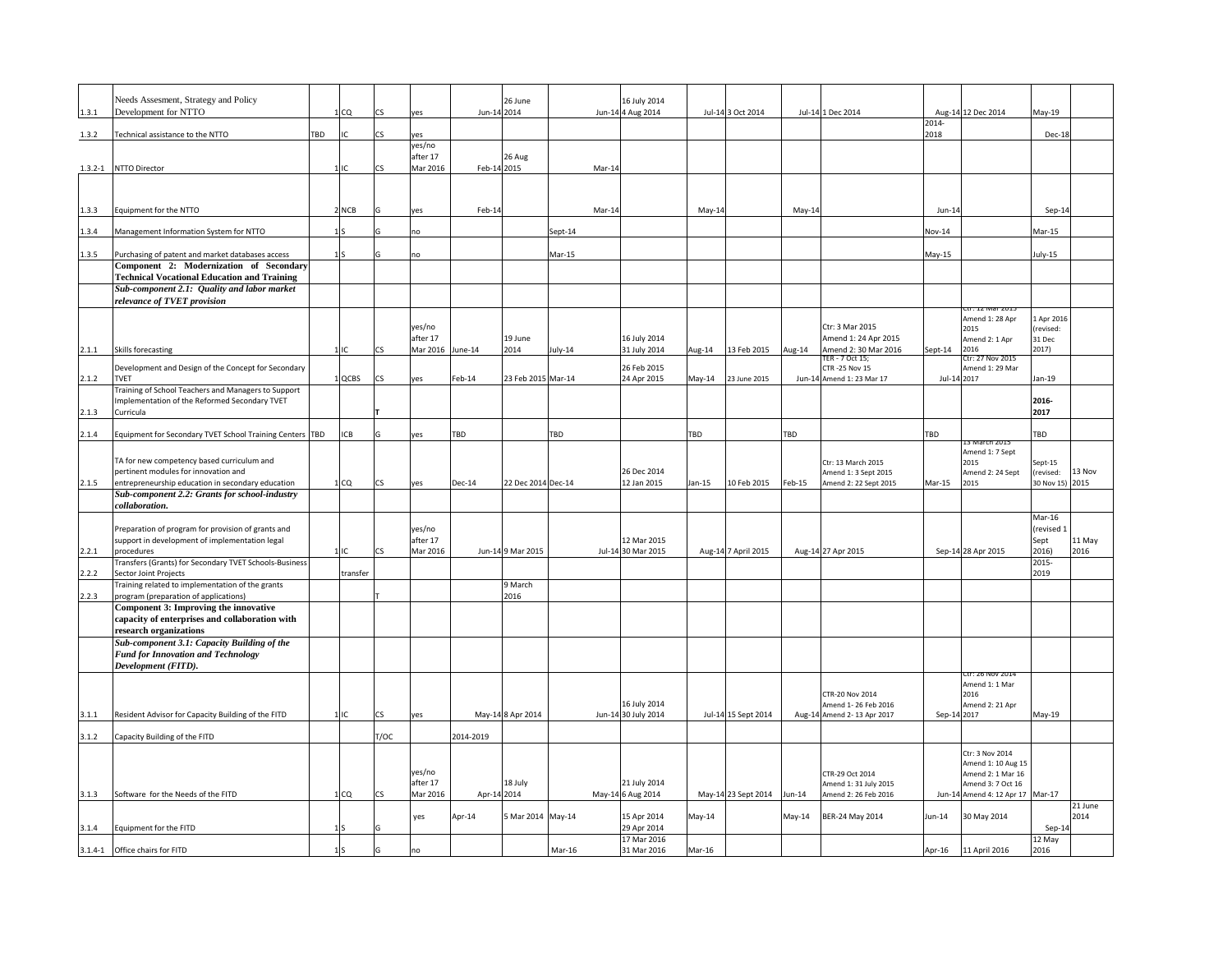| | | | | | | | | | | | | | | | | | |
|---|---|---|---|---|---|---|---|---|---|---|---|---|---|---|---|---|---|
| 1.3.1 | Needs Assesment, Strategy and Policy Development for NTTO | 1 | CQ | CS | yes | Jun-14 | 26 June 2014 | Jun-14 | 16 July 2014 4 Aug 2014 | Jul-14 | 3 Oct 2014 | Jul-14 | 1 Dec 2014 | Aug-14 | 12 Dec 2014 | May-19 | |
| 1.3.2 | Technical assistance to the NTTO | TBD | IC | CS | yes | | | | | | | | | 2014-2018 | | Dec-18 | |
| 1.3.2-1 | NTTO Director | 1 | IC | CS | yes/no after 17 Mar 2016 | Feb-14 | 26 Aug 2015 | Mar-14 | | | | | | | | | |
| 1.3.3 | Equipment for the NTTO | 2 | NCB | G | yes | Feb-14 | | Mar-14 | | May-14 | | May-14 | | Jun-14 | | Sep-14 | |
| 1.3.4 | Management Information System for NTTO | 1 | S | G | no | | | Sept-14 | | | | | | Nov-14 | | Mar-15 | |
| 1.3.5 | Purchasing of patent and market databases access | 1 | S | G | no | | | Mar-15 | | | | | | May-15 | | July-15 | |
| | **Component 2: Modernization of Secondary Technical Vocational Education and Training** | | | | | | | | | | | | | | | | |
| | ***Sub-component 2.1: Quality and labor market relevance of TVET provision*** | | | | | | | | | | | | | | | | |
| 2.1.1 | Skills forecasting | 1 | IC | CS | yes/no after 17 Mar 2016 | June-14 | 19 June 2014 | July-14 | 16 July 2014 31 July 2014 | Aug-14 | 13 Feb 2015 | Aug-14 | Ctr: 3 Mar 2015 Amend 1: 24 Apr 2015 Amend 2: 30 Mar 2016 | Sept-14 | Ctr: 12 Mar 2015 Amend 1: 28 Apr 2015 Amend 2: 1 Apr 2016 | 1 Apr 2016 (revised: 31 Dec 2017) | |
| 2.1.2 | Development and Design of the Concept for Secondary TVET | 1 | QCBS | CS | yes | Feb-14 | 23 Feb 2015 | Mar-14 | 26 Feb 2015 24 Apr 2015 | May-14 | 23 June 2015 | Jun-14 | TER - 7 Oct 15; CTR -25 Nov 15 Amend 1: 23 Mar 17 | Jul-14 | Ctr: 27 Nov 2015 Amend 1: 29 Mar 2017 | Jan-19 | |
| 2.1.3 | Training of School Teachers and Managers to Support Implementation of the Reformed Secondary TVET Curricula | | | T | | | | | | | | | | | | **2016-2017** | |
| 2.1.4 | Equipment for Secondary TVET School Training Centers | TBD | ICB | G | yes | TBD | | TBD | | TBD | | TBD | | TBD | | TBD | |
| 2.1.5 | TA for new competency based curriculum and pertinent modules for innovation and entrepreneurship education in secondary education | 1 | CQ | CS | yes | Dec-14 | 22 Dec 2014 | Dec-14 | 26 Dec 2014 12 Jan 2015 | Jan-15 | 10 Feb 2015 | Feb-15 | Ctr: 13 March 2015 Amend 1: 3 Sept 2015 Amend 2: 22 Sept 2015 | Mar-15 | 13 March 2015 Amend 1: 7 Sept 2015 Amend 2: 24 Sept 2015 | Sept-15 (revised: 30 Nov 15) | 13 Nov 2015 |
| | ***Sub-component 2.2: Grants for school-industry collaboration.*** | | | | | | | | | | | | | | | | |
| 2.2.1 | Preparation of program for provision of grants and support in development of implementation legal procedures | 1 | IC | CS | yes/no after 17 Mar 2016 | Jun-14 | 9 Mar 2015 | Jul-14 | 12 Mar 2015 30 Mar 2015 | Aug-14 | 7 April 2015 | Aug-14 | 27 Apr 2015 | Sep-14 | 28 Apr 2015 | Mar-16 (revised 1 Sept 2016) | 11 May 2016 |
| 2.2.2 | Transfers (Grants) for Secondary TVET Schools-Business Sector Joint Projects | | transfer | | | | | | | | | | | | | 2015-2019 | |
| 2.2.3 | Training related to implementation of the grants program (preparation of applications) | | | T | | | 9 March 2016 | | | | | | | | | | |
| | **Component 3: Improving the innovative capacity of enterprises and collaboration with research organizations** | | | | | | | | | | | | | | | | |
| | ***Sub-component 3.1: Capacity Building of the Fund for Innovation and Technology Development (FITD).*** | | | | | | | | | | | | | | | | |
| 3.1.1 | Resident Advisor for Capacity Building of the FITD | 1 | IC | CS | yes | May-14 | 8 Apr 2014 | Jun-14 | 16 July 2014 30 July 2014 | Jul-14 | 15 Sept 2014 | Aug-14 | CTR-20 Nov 2014 Amend 1- 26 Feb 2016 Amend 2- 13 Apr 2017 | Sep-14 | Ctr: 26 Nov 2014 Amend 1: 1 Mar 2016 Amend 2: 21 Apr 2017 | May-19 | |
| 3.1.2 | Capacity Building of the FITD | | | T/OC | | 2014-2019 | | | | | | | | | | | |
| 3.1.3 | Software for the Needs of the FITD | 1 | CQ | CS | yes/no after 17 Mar 2016 | Apr-14 | 18 July 2014 | May-14 | 21 July 2014 6 Aug 2014 | May-14 | 23 Sept 2014 | Jun-14 | CTR-29 Oct 2014 Amend 1: 31 July 2015 Amend 2: 26 Feb 2016 | Jun-14 | Ctr: 3 Nov 2014 Amend 1: 10 Aug 15 Amend 2: 1 Mar 16 Amend 3: 7 Oct 16 Amend 4: 12 Apr 17 | Mar-17 | |
| 3.1.4 | Equipment for the FITD | 1 | S | G | yes | Apr-14 | 5 Mar 2014 | May-14 | 15 Apr 2014 29 Apr 2014 | May-14 | | May-14 | BER-24 May 2014 | Jun-14 | 30 May 2014 | Sep-14 | 21 June 2014 |
| 3.1.4-1 | Office chairs for FITD | 1 | S | G | no | | | Mar-16 | 17 Mar 2016 31 Mar 2016 | Mar-16 | | | | Apr-16 | 11 April 2016 | 12 May 2016 | |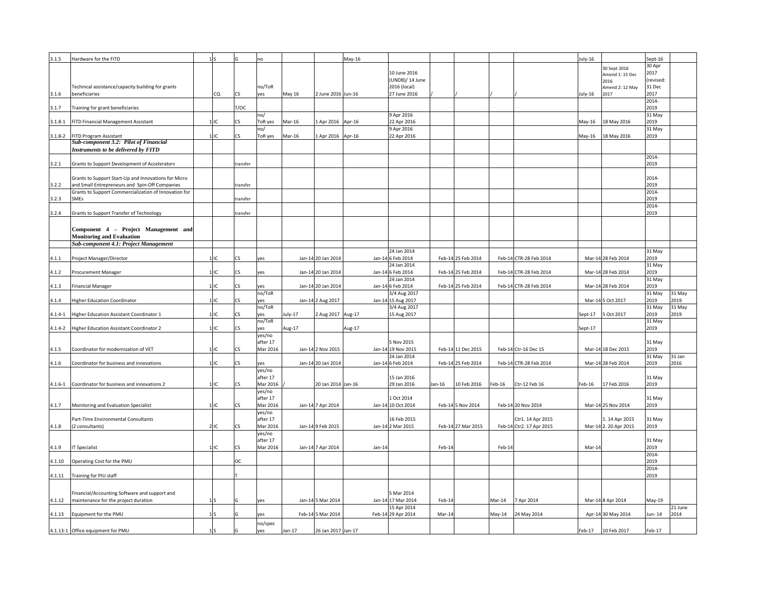| | | | | | | | | | | | | | | | | | |
|---|---|---|---|---|---|---|---|---|---|---|---|---|---|---|---|---|---|
| 3.1.5 | Hardware for the FITD | 1 | S | G | no | | | May-16 | | | | | | July-16 | | Sept-16 | |
| 3.1.6 | Technical assistance/capacity building for grants beneficiaries | | CQ | CS | no/ToR yes | May 16 | 2 June 2016 | Jun-16 | 10 June 2016 (UNDB)/ 14 June 2016 (local) 27 June 2016 | / | / | / | / | July-16 | 30 Sept 2016 Amend 1: 15 Dec 2016 Amend 2: 12 May 2017 | 30 Apr 2017 (revised: 31 Dec 2017 | |
| 3.1.7 | Training for grant beneficiaries | | | T/OC | | | | | | | | | | | | 2014-2019 | |
| 3.1.8-1 | FITD Financial Management Assistant | 1 | IC | CS | no/ ToR yes | Mar-16 | 1 Apr 2016 | Apr-16 | 9 Apr 2016 22 Apr 2016 | | | | | May-16 | 18 May 2016 | 31 May 2019 | |
| 3.1.8-2 | FITD Program Assistant | 1 | IC | CS | no/ ToR yes | Mar-16 | 1 Apr 2016 | Apr-16 | 9 Apr 2016 22 Apr 2016 | | | | | May-16 | 18 May 2016 | 31 May 2019 | |
| | ***Sub-component 3.2: Pilot of Financial Instruments to be delivered by FITD*** | | | | | | | | | | | | | | | | |
| 3.2.1 | Grants to Support Development of Accelerators | | | transfer | | | | | | | | | | | | 2014-2019 | |
| 3.2.2 | Grants to Support Start-Up and Innovations for Micro and Small Entrepreneurs and Spin-Off Companies | | | transfer | | | | | | | | | | | | 2014-2019 | |
| 3.2.3 | Grants to Support Commercialization of Innovation for SMEs | | | transfer | | | | | | | | | | | | 2014-2019 | |
| 3.2.4 | Grants to Support Transfer of Technology | | | transfer | | | | | | | | | | | | 2014-2019 | |
| | **Component 4 – Project Management and Monitoring and Evaluation** | | | | | | | | | | | | | | | | |
| | ***Sub-component 4.1: Project Management*** | | | | | | | | | | | | | | | | |
| 4.1.1 | Project Manager/Director | 1 | IC | CS | yes | Jan-14 | 20 Jan 2014 | Jan-14 | 24 Jan 2014 6 Feb 2014 | Feb-14 | 25 Feb 2014 | Feb-14 | CTR-28 Feb 2014 | Mar-14 | 28 Feb 2014 | 31 May 2019 | |
| 4.1.2 | Procurement Manager | 1 | IC | CS | yes | Jan-14 | 20 Jan 2014 | Jan-14 | 24 Jan 2014 6 Feb 2014 | Feb-14 | 25 Feb 2014 | Feb-14 | CTR-28 Feb 2014 | Mar-14 | 28 Feb 2014 | 31 May 2019 | |
| 4.1.3 | Financial Manager | 1 | IC | CS | yes | Jan-14 | 20 Jan 2014 | Jan-14 | 24 Jan 2014 6 Feb 2014 | Feb-14 | 25 Feb 2014 | Feb-14 | CTR-28 Feb 2014 | Mar-14 | 28 Feb 2014 | 31 May 2019 | |
| 4.1.4 | Higher Education Coordinator | 1 | IC | CS | no/ToR yes | Jan-14 | 2 Aug 2017 | Jan-14 | 3/4 Aug 2017 15 Aug 2017 | | | | | Mar-14 | 5 Oct 2017 | 31 May 2019 | 31 May 2019 |
| 4.1.4-1 | Higher Education Assistant Coordinator 1 | 1 | IC | CS | no/ToR yes | July-17 | 2 Aug 2017 | Aug-17 | 3/4 Aug 2017 15 Aug 2017 | | | | | Sept-17 | 5 Oct 2017 | 31 May 2019 | 31 May 2019 |
| 4.1.4-2 | Higher Education Assistant Coordinator 2 | 1 | IC | CS | no/ToR yes | Aug-17 | | Aug-17 | | | | | | Sept-17 | | 31 May 2019 | |
| 4.1.5 | Coordinator for modernization of VET | 1 | IC | CS | yes/no after 17 Mar 2016 | Jan-14 | 2 Nov 2015 | Jan-14 | 5 Nov 2015 19 Nov 2015 | Feb-14 | 11 Dec 2015 | Feb-14 | Ctr-16 Dec 15 | Mar-14 | 18 Dec 2015 | 31 May 2019 | |
| 4.1.6 | Coordinator for business and innovations | 1 | IC | CS | yes | Jan-14 | 20 Jan 2014 | Jan-14 | 24 Jan 2014 6 Feb 2014 | Feb-14 | 25 Feb 2014 | Feb-14 | CTR-28 Feb 2014 | Mar-14 | 28 Feb 2014 | 31 May 2019 | 31 Jan 2016 |
| 4.1.6-1 | Coordinator for business and innovations 2 | 1 | IC | CS | yes/no after 17 Mar 2016 | / | 20 Jan 2014 | Jan-16 | 15 Jan 2016 29 Jan 2016 | Jan-16 | 10 Feb 2016 | Feb-16 | Ctr-12 Feb 16 | Feb-16 | 17 Feb 2016 | 31 May 2019 | |
| 4.1.7 | Monitoring and Evaluation Specialist | 1 | IC | CS | yes/no after 17 Mar 2016 | Jan-14 | 7 Apr 2014 | Jan-14 | 1 Oct 2014 10 Oct 2014 | Feb-14 | 5 Nov 2014 | Feb-14 | 20 Nov 2014 | Mar-14 | 25 Nov 2014 | 31 May 2019 | |
| 4.1.8 | Part-Time Environmental Consultants (2 consultants) | 2 | IC | CS | yes/no after 17 Mar 2016 | Jan-14 | 9 Feb 2015 | Jan-14 | 16 Feb 2015 2 Mar 2015 | Feb-14 | 27 Mar 2015 | Feb-14 | Ctr1. 14 Apr 2015 Ctr2. 17 Apr 2015 | Mar-14 | 1. 14 Apr 2015 2. 20 Apr 2015 | 31 May 2019 | |
| 4.1.9 | IT Specialist | 1 | IC | CS | yes/no after 17 Mar 2016 | Jan-14 | 7 Apr 2014 | Jan-14 | | Feb-14 | | Feb-14 | | Mar-14 | | 31 May 2019 | |
| 4.1.10 | Operating Cost for the PMU | | | OC | | | | | | | | | | | | 2014-2019 | |
| 4.1.11 | Training for PIU staff | | | T | | | | | | | | | | | | 2014-2019 | |
| 4.1.12 | Financial/Accounting Software and support and maintenance for the project duration | 1 | S | G | yes | Jan-14 | 5 Mar 2014 | Jan-14 | 5 Mar 2014 17 Mar 2014 | Feb-14 | | Mar-14 | 7 Apr 2014 | Mar-14 | 8 Apr 2014 | May-19 | |
| 4.1.13 | Equipment for the PMU | 1 | S | G | yes | Feb-14 | 5 Mar 2014 | Feb-14 | 15 Apr 2014 29 Apr 2014 | Mar-14 | | May-14 | 24 May 2014 | Apr-14 | 30 May 2014 | Jun- 14 | 21 June 2014 |
| 4.1.13-1 | Office equipment for PMU | 1 | S | G | no/spec yes | Jan-17 | 26 Jan 2017 | Jan-17 | | | | | | Feb-17 | 10 Feb 2017 | Feb-17 | |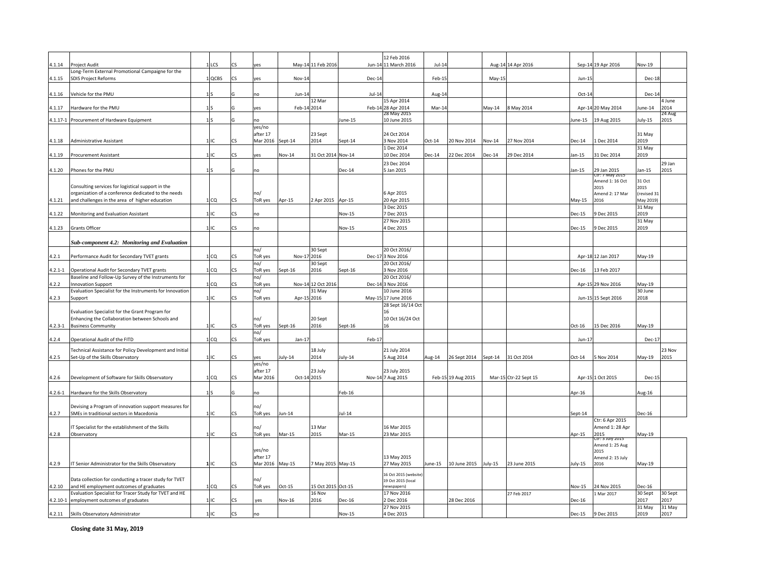| | | | | | | | | | | | | | | | | | |
|---|---|---|---|---|---|---|---|---|---|---|---|---|---|---|---|---|---|
| 4.1.14 | Project Audit | 1 | LCS | CS | yes | May-14 | 11 Feb 2016 | Jun-14 | 12 Feb 2016 11 March 2016 | Jul-14 | | Aug-14 | 14 Apr 2016 | Sep-14 | 19 Apr 2016 | Nov-19 | |
| 4.1.15 | Long-Term External Promotional Campaigne for the SDIS Project Reforms | 1 | QCBS | CS | yes | Nov-14 | | Dec-14 | | Feb-15 | | May-15 | | Jun-15 | | Dec-18 | |
| 4.1.16 | Vehicle for the PMU | 1 | S | G | no | Jun-14 | | Jul-14 | | Aug-14 | | | | Oct-14 | | Dec-14 | |
| 4.1.17 | Hardware for the PMU | 1 | S | G | yes | Feb-14 | 12 Mar 2014 | Feb-14 | 15 Apr 2014 28 Apr 2014 | Mar-14 | | May-14 | 8 May 2014 | Apr-14 | 20 May 2014 | June-14 | 4 June 2014 |
| 4.1.17-1 | Procurement of Hardware Equipment | 1 | S | G | no | | | June-15 | 28 May 2015 10 June 2015 | | | | | June-15 | 19 Aug 2015 | July-15 | 24 Aug 2015 |
| 4.1.18 | Administrative Assistant | 1 | IC | CS | yes/no after 17 Mar 2016 | Sept-14 | 23 Sept 2014 | Sept-14 | 24 Oct 2014 3 Nov 2014 | Oct-14 | 20 Nov 2014 | Nov-14 | 27 Nov 2014 | Dec-14 | 1 Dec 2014 | 31 May 2019 | |
| 4.1.19 | Procurement Assistant | 1 | IC | CS | yes | Nov-14 | 31 Oct 2014 | Nov-14 | 1 Dec 2014 10 Dec 2014 | Dec-14 | 22 Dec 2014 | Dec-14 | 29 Dec 2014 | Jan-15 | 31 Dec 2014 | 31 May 2019 | |
| 4.1.20 | Phones for the PMU | 1 | S | G | no | | | Dec-14 | 23 Dec 2014 5 Jan 2015 | | | | | Jan-15 | 29 Jan 2015 | Jan-15 | 29 Jan 2015 |
| 4.1.21 | Consulting services for logistical support in the organization of a conference dedicated to the needs and challenges in the area of higher education | 1 | CQ | CS | no/ ToR yes | Apr-15 | 2 Apr 2015 | Apr-15 | 6 Apr 2015 20 Apr 2015 | | | | | May-15 | Ctr: 7 May 2015 Amend 1: 16 Oct 2015 Amend 2: 17 Mar 2016 | 31 Oct 2015 (revised 31 May 2019) | |
| 4.1.22 | Monitoring and Evaluation Assistant | 1 | IC | CS | no | | | Nov-15 | 3 Dec 2015 7 Dec 2015 | | | | | Dec-15 | 9 Dec 2015 | 31 May 2019 | |
| 4.1.23 | Grants Officer | 1 | IC | CS | no | | | Nov-15 | 27 Nov 2015 4 Dec 2015 | | | | | Dec-15 | 9 Dec 2015 | 31 May 2019 | |
| | ***Sub-component 4.2: Monitoring and Evaluation*** | | | | | | | | | | | | | | | | |
| 4.2.1 | Performance Audit for Secondary TVET grants | 1 | CQ | CS | no/ ToR yes | Nov-17 | 30 Sept 2016 | Dec-17 | 20 Oct 2016/ 3 Nov 2016 | | | | | Apr-18 | 12 Jan 2017 | May-19 | |
| 4.2.1-1 | Operational Audit for Secondary TVET grants | 1 | CQ | CS | no/ ToR yes | Sept-16 | 30 Sept 2016 | Sept-16 | 20 Oct 2016/ 3 Nov 2016 | | | | | Dec-16 | 13 Feb 2017 | | |
| 4.2.2 | Baseline and Follow-Up Survey of the Instruments for Innovation Support | 1 | CQ | CS | no/ ToR yes | Nov-14 | 12 Oct 2016 | Dec-14 | 20 Oct 2016/ 3 Nov 2016 | | | | | Apr-15 | 29 Nov 2016 | May-19 | |
| 4.2.3 | Evaluation Specialist for the Instruments for Innovation Support | 1 | IC | CS | no/ ToR yes | Apr-15 | 31 May 2016 | May-15 | 10 June 2016 17 June 2016 | | | | | Jun-15 | 15 Sept 2016 | 30 June 2018 | |
| 4.2.3-1 | Evaluation Specialist for the Grant Program for Enhancing the Collaboration between Schools and Business Community | 1 | IC | CS | no/ ToR yes | Sept-16 | 20 Sept 2016 | Sept-16 | 28 Sept 16/14 Oct 16 10 Oct 16/24 Oct 16 | | | | | Oct-16 | 15 Dec 2016 | May-19 | |
| 4.2.4 | Operational Audit of the FITD | 1 | CQ | CS | no/ ToR yes | Jan-17 | | Feb-17 | | | | | | Jun-17 | | Dec-17 | |
| 4.2.5 | Technical Assistance for Policy Development and Initial Set-Up of the Skills Observatory | 1 | IC | CS | yes | July-14 | 18 July 2014 | July-14 | 21 July 2014 5 Aug 2014 | Aug-14 | 26 Sept 2014 | Sept-14 | 31 Oct 2014 | Oct-14 | 5 Nov 2014 | May-19 | 23 Nov 2015 |
| 4.2.6 | Development of Software for Skills Observatory | 1 | CQ | CS | yes/no after 17 Mar 2016 | Oct-14 | 23 July 2015 | Nov-14 | 23 July 2015 7 Aug 2015 | Feb-15 | 19 Aug 2015 | Mar-15 | Ctr-22 Sept 15 | Apr-15 | 1 Oct 2015 | Dec-15 | |
| 4.2.6-1 | Hardware for the Skills Observatory | 1 | S | G | no | | | Feb-16 | | | | | | Apr-16 | | Aug-16 | |
| 4.2.7 | Devising a Program of innovation support measures for SMEs in traditional sectors in Macedonia | 1 | IC | CS | no/ ToR yes | Jun-14 | | Jul-14 | | | | | | Sept-14 | | Dec-16 | |
| 4.2.8 | IT Specialist for the establishment of the Skills Observatory | 1 | IC | CS | no/ ToR yes | Mar-15 | 13 Mar 2015 | Mar-15 | 16 Mar 2015 23 Mar 2015 | | | | | Apr-15 | Ctr: 6 Apr 2015 Amend 1: 28 Apr 2015 | May-19 | |
| 4.2.9 | IT Senior Administrator for the Skills Observatory | 1 | IC | CS | yes/no after 17 Mar 2016 | May-15 | 7 May 2015 | May-15 | 13 May 2015 27 May 2015 | June-15 | 10 June 2015 | July-15 | 23 June 2015 | July-15 | Ctr: 3 July 2015 Amend 1: 25 Aug 2015 Amend 2: 15 July 2016 | May-19 | |
| 4.2.10 | Data collection for conducting a tracer study for TVET and HE employment outcomes of graduates | 1 | CQ | CS | no/ ToR yes | Oct-15 | 15 Oct 2015 | Oct-15 | 16 Oct 2015 (website) 19 Oct 2015 (local newspapers) | | | | | Nov-15 | 24 Nov 2015 | Dec-16 | |
| 4.2.10-1 | Evaluation Specialist for Tracer Study for TVET and HE employment outcomes of graduates | 1 | IC | CS | yes | Nov-16 | 16 Nov 2016 | Dec-16 | 17 Nov 2016 2 Dec 2016 | | 28 Dec 2016 | | 27 Feb 2017 | Dec-16 | 1 Mar 2017 | 30 Sept 2017 | 30 Sept 2017 |
| 4.2.11 | Skills Observatory Administrator | 1 | IC | CS | no | | | Nov-15 | 27 Nov 2015 4 Dec 2015 | | | | | Dec-15 | 9 Dec 2015 | 31 May 2019 | 31 May 2017 |

**Closing date 31 May, 2019**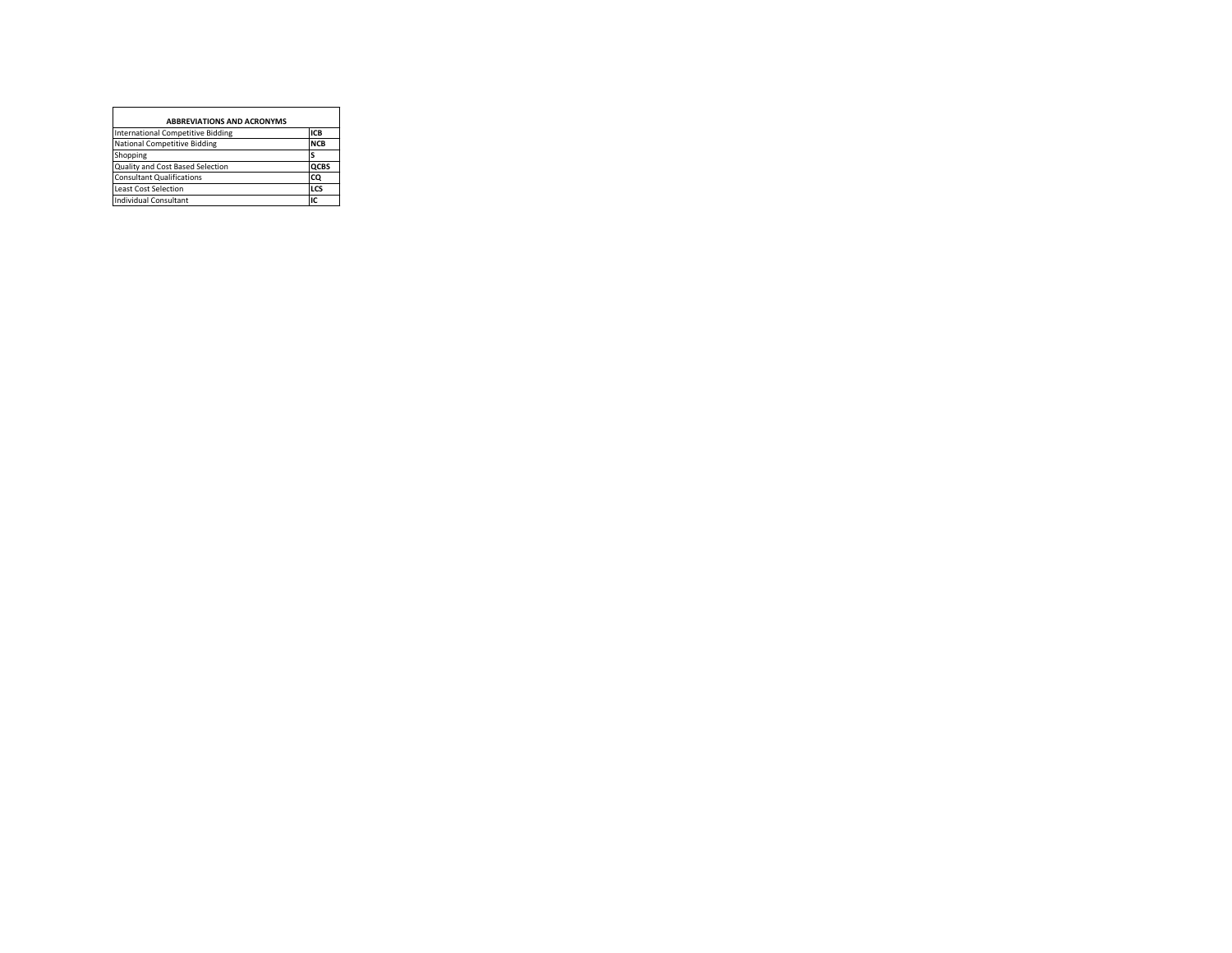| ABBREVIATIONS AND ACRONYMS | |
| --- | --- |
| International Competitive Bidding | **ICB** |
| National Competitive Bidding | **NCB** |
| Shopping | **S** |
| Quality and Cost Based Selection | **QCBS** |
| Consultant Qualifications | **CQ** |
| Least Cost Selection | **LCS** |
| Individual Consultant | **IC** |